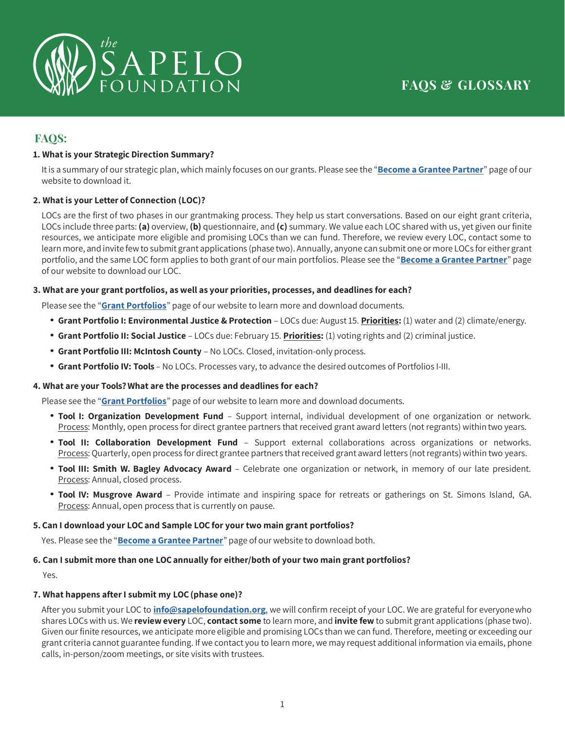# the SAPELO FOUNDATION

# FAQS & GLOSSARY

## FAQS:

### 1. What is your Strategic Direction Summary?

It is a summary of our strategic plan, which mainly focuses on our grants. Please see the "**Become a Grantee Partner**" page of our website to download it.

### 2. What is your Letter of Connection (LOC)?

LOCs are the first of two phases in our grantmaking process. They help us start conversations. Based on our eight grant criteria, LOCs include three parts: **(a)** overview, **(b)** questionnaire, and **(c)** summary. We value each LOC shared with us, yet given our finite resources, we anticipate more eligible and promising LOCs than we can fund. Therefore, we review every LOC, contact some to learn more, and invite few to submit grant applications (phase two). Annually, anyone can submit one or more LOCs for either grant portfolio, and the same LOC form applies to both grant of our main portfolios. Please see the "**Become a Grantee Partner**" page of our website to download our LOC.

### 3. What are your grant portfolios, as well as your priorities, processes, and deadlines for each?

Please see the "**Grant Portfolios**" page of our website to learn more and download documents.

- **Grant Portfolio I: Environmental Justice & Protection** – LOCs due: August 15. **Priorities:** (1) water and (2) climate/energy.
- **Grant Portfolio II: Social Justice** – LOCs due: February 15. **Priorities:** (1) voting rights and (2) criminal justice.
- **Grant Portfolio III: McIntosh County** – No LOCs. Closed, invitation-only process.
- **Grant Portfolio IV: Tools** – No LOCs. Processes vary, to advance the desired outcomes of Portfolios I-III.

### 4. What are your Tools? What are the processes and deadlines for each?

Please see the "**Grant Portfolios**" page of our website to learn more and download documents.

- **Tool I: Organization Development Fund** – Support internal, individual development of one organization or network. Process: Monthly, open process for direct grantee partners that received grant award letters (not regrants) within two years.
- **Tool II: Collaboration Development Fund** – Support external collaborations across organizations or networks. Process: Quarterly, open process for direct grantee partners that received grant award letters (not regrants) within two years.
- **Tool III: Smith W. Bagley Advocacy Award** – Celebrate one organization or network, in memory of our late president. Process: Annual, closed process.
- **Tool IV: Musgrove Award** – Provide intimate and inspiring space for retreats or gatherings on St. Simons Island, GA. Process: Annual, open process that is currently on pause.

### 5. Can I download your LOC and Sample LOC for your two main grant portfolios?

Yes. Please see the "**Become a Grantee Partner**" page of our website to download both.

### 6. Can I submit more than one LOC annually for either/both of your two main grant portfolios?

Yes.

### 7. What happens after I submit my LOC (phase one)?

After you submit your LOC to **info@sapelofoundation.org**, we will confirm receipt of your LOC. We are grateful for everyone who shares LOCs with us. We **review every** LOC, **contact some** to learn more, and **invite few** to submit grant applications (phase two). Given our finite resources, we anticipate more eligible and promising LOCs than we can fund. Therefore, meeting or exceeding our grant criteria cannot guarantee funding. If we contact you to learn more, we may request additional information via emails, phone calls, in-person/zoom meetings, or site visits with trustees.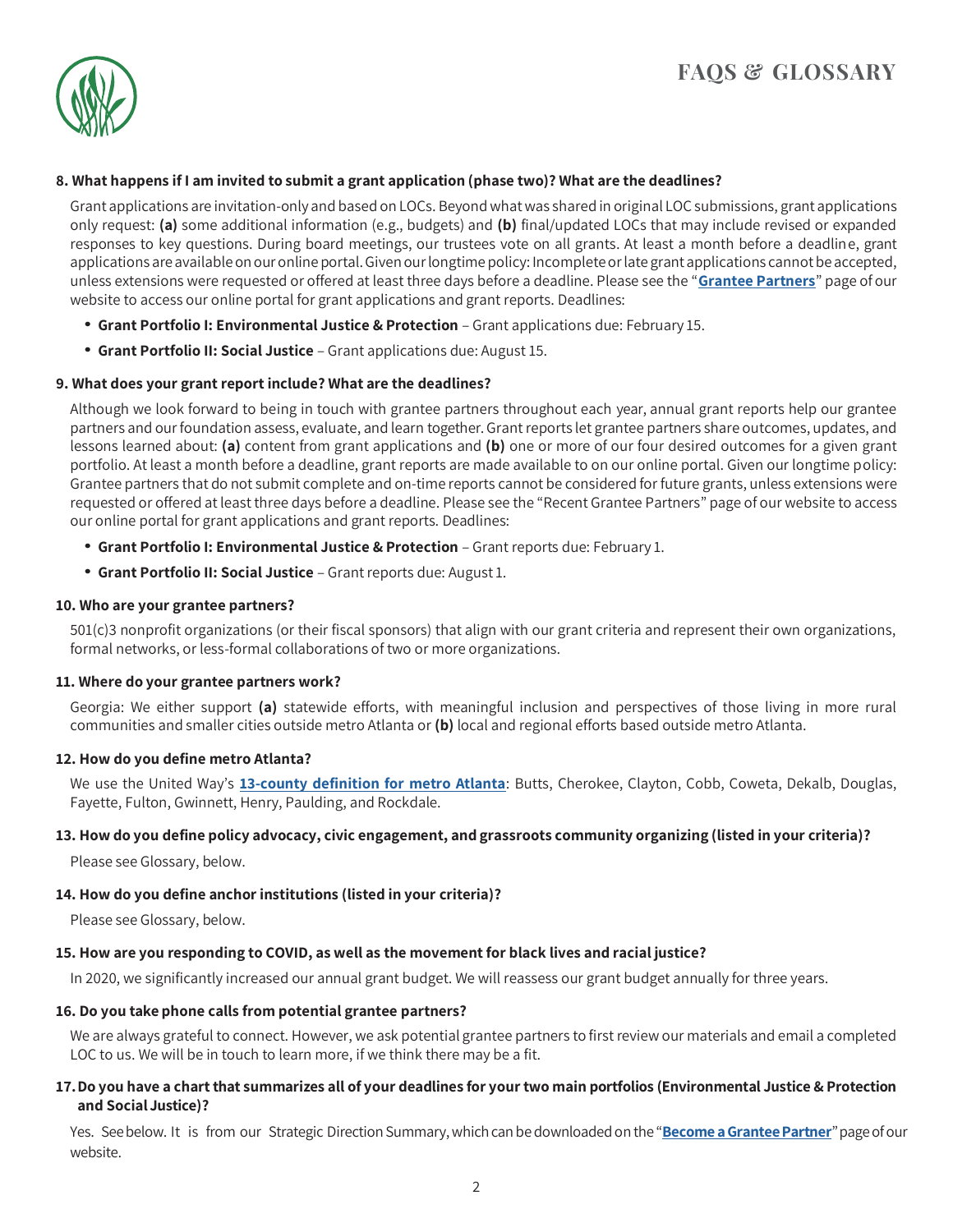# FAQS & GLOSSARY

**8. What happens if I am invited to submit a grant application (phase two)? What are the deadlines?**

Grant applications are invitation-only and based on LOCs. Beyond what was shared in original LOC submissions, grant applications only request: **(a)** some additional information (e.g., budgets) and **(b)** final/updated LOCs that may include revised or expanded responses to key questions. During board meetings, our trustees vote on all grants. At least a month before a deadline, grant applications are available on our online portal. Given our longtime policy: Incomplete or late grant applications cannot be accepted, unless extensions were requested or offered at least three days before a deadline. Please see the "**Grantee Partners**" page of our website to access our online portal for grant applications and grant reports. Deadlines:

- **Grant Portfolio I: Environmental Justice & Protection** – Grant applications due: February 15.
- **Grant Portfolio II: Social Justice** – Grant applications due: August 15.

**9. What does your grant report include? What are the deadlines?**

Although we look forward to being in touch with grantee partners throughout each year, annual grant reports help our grantee partners and our foundation assess, evaluate, and learn together. Grant reports let grantee partners share outcomes, updates, and lessons learned about: **(a)** content from grant applications and **(b)** one or more of our four desired outcomes for a given grant portfolio. At least a month before a deadline, grant reports are made available to on our online portal. Given our longtime policy: Grantee partners that do not submit complete and on-time reports cannot be considered for future grants, unless extensions were requested or offered at least three days before a deadline. Please see the "Recent Grantee Partners" page of our website to access our online portal for grant applications and grant reports. Deadlines:

- **Grant Portfolio I: Environmental Justice & Protection** – Grant reports due: February 1.
- **Grant Portfolio II: Social Justice** – Grant reports due: August 1.

**10. Who are your grantee partners?**

501(c)3 nonprofit organizations (or their fiscal sponsors) that align with our grant criteria and represent their own organizations, formal networks, or less-formal collaborations of two or more organizations.

**11. Where do your grantee partners work?**

Georgia: We either support **(a)** statewide efforts, with meaningful inclusion and perspectives of those living in more rural communities and smaller cities outside metro Atlanta or **(b)** local and regional efforts based outside metro Atlanta.

**12. How do you define metro Atlanta?**

We use the United Way's **13-county definition for metro Atlanta**: Butts, Cherokee, Clayton, Cobb, Coweta, Dekalb, Douglas, Fayette, Fulton, Gwinnett, Henry, Paulding, and Rockdale.

**13. How do you define policy advocacy, civic engagement, and grassroots community organizing (listed in your criteria)?**

Please see Glossary, below.

**14. How do you define anchor institutions (listed in your criteria)?**

Please see Glossary, below.

**15. How are you responding to COVID, as well as the movement for black lives and racial justice?**

In 2020, we significantly increased our annual grant budget. We will reassess our grant budget annually for three years.

**16. Do you take phone calls from potential grantee partners?**

We are always grateful to connect. However, we ask potential grantee partners to first review our materials and email a completed LOC to us. We will be in touch to learn more, if we think there may be a fit.

**17. Do you have a chart that summarizes all of your deadlines for your two main portfolios (Environmental Justice & Protection and Social Justice)?**

Yes. See below. It is from our Strategic Direction Summary, which can be downloaded on the "**Become a Grantee Partner**" page of our website.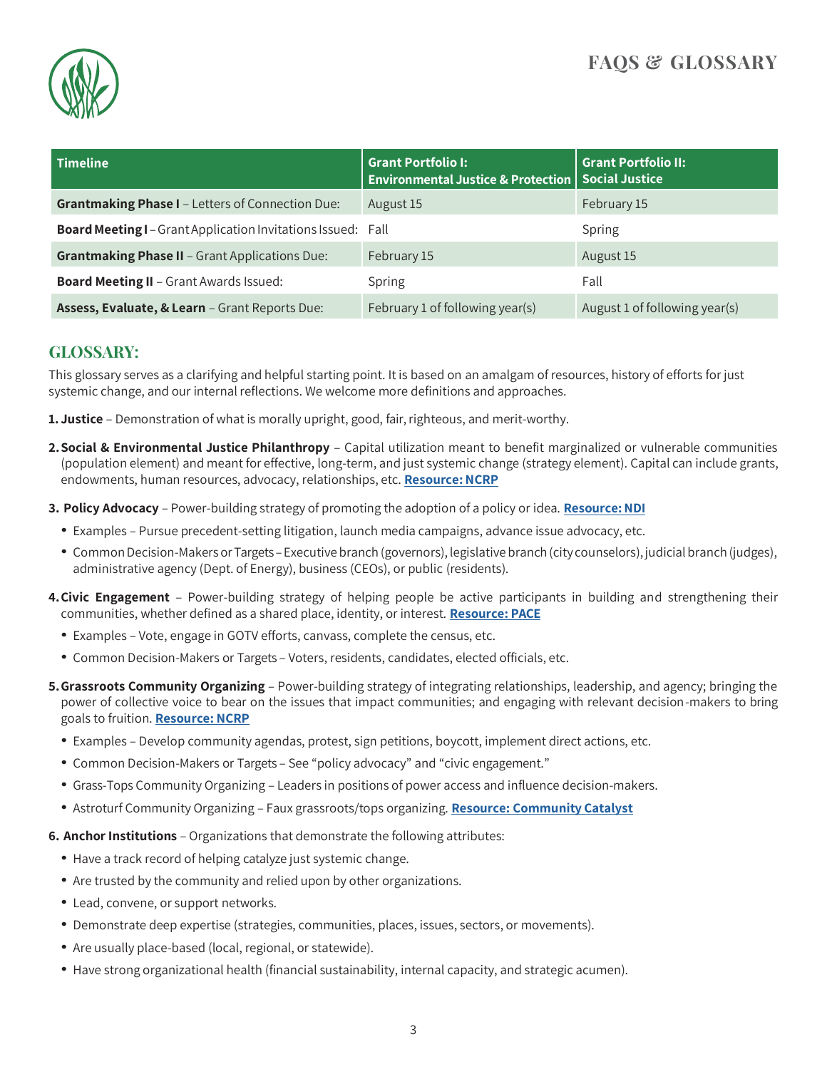# FAQS & GLOSSARY

| Timeline | Grant Portfolio I: Environmental Justice & Protection | Grant Portfolio II: Social Justice |
|---|---|---|
| **Grantmaking Phase I** – Letters of Connection Due: | August 15 | February 15 |
| **Board Meeting I** – Grant Application Invitations Issued: | Fall | Spring |
| **Grantmaking Phase II** – Grant Applications Due: | February 15 | August 15 |
| **Board Meeting II** – Grant Awards Issued: | Spring | Fall |
| **Assess, Evaluate, & Learn** – Grant Reports Due: | February 1 of following year(s) | August 1 of following year(s) |

## GLOSSARY:

This glossary serves as a clarifying and helpful starting point. It is based on an amalgam of resources, history of efforts for just systemic change, and our internal reflections. We welcome more definitions and approaches.

1. **Justice** – Demonstration of what is morally upright, good, fair, righteous, and merit-worthy.

2. **Social & Environmental Justice Philanthropy** – Capital utilization meant to benefit marginalized or vulnerable communities (population element) and meant for effective, long-term, and just systemic change (strategy element). Capital can include grants, endowments, human resources, advocacy, relationships, etc. **Resource: NCRP**

3. **Policy Advocacy** – Power-building strategy of promoting the adoption of a policy or idea. **Resource: NDI**
   - Examples – Pursue precedent-setting litigation, launch media campaigns, advance issue advocacy, etc.
   - Common Decision-Makers or Targets – Executive branch (governors), legislative branch (city counselors), judicial branch (judges), administrative agency (Dept. of Energy), business (CEOs), or public (residents).

4. **Civic Engagement** – Power-building strategy of helping people be active participants in building and strengthening their communities, whether defined as a shared place, identity, or interest. **Resource: PACE**
   - Examples – Vote, engage in GOTV efforts, canvass, complete the census, etc.
   - Common Decision-Makers or Targets – Voters, residents, candidates, elected officials, etc.

5. **Grassroots Community Organizing** – Power-building strategy of integrating relationships, leadership, and agency; bringing the power of collective voice to bear on the issues that impact communities; and engaging with relevant decision-makers to bring goals to fruition. **Resource: NCRP**
   - Examples – Develop community agendas, protest, sign petitions, boycott, implement direct actions, etc.
   - Common Decision-Makers or Targets – See "policy advocacy" and "civic engagement."
   - Grass-Tops Community Organizing – Leaders in positions of power access and influence decision-makers.
   - Astroturf Community Organizing – Faux grassroots/tops organizing. **Resource: Community Catalyst**

6. **Anchor Institutions** – Organizations that demonstrate the following attributes:
   - Have a track record of helping catalyze just systemic change.
   - Are trusted by the community and relied upon by other organizations.
   - Lead, convene, or support networks.
   - Demonstrate deep expertise (strategies, communities, places, issues, sectors, or movements).
   - Are usually place-based (local, regional, or statewide).
   - Have strong organizational health (financial sustainability, internal capacity, and strategic acumen).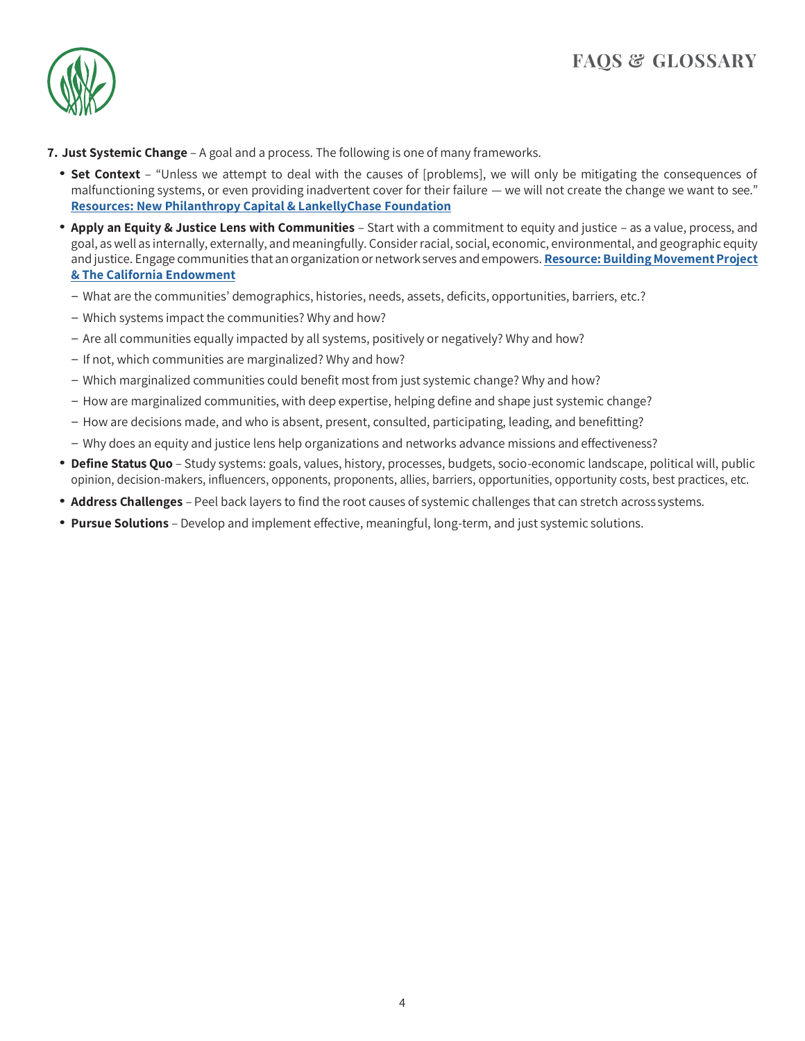7. **Just Systemic Change** – A goal and a process. The following is one of many frameworks.
   - **Set Context** – "Unless we attempt to deal with the causes of [problems], we will only be mitigating the consequences of malfunctioning systems, or even providing inadvertent cover for their failure — we will not create the change we want to see." **Resources: New Philanthropy Capital & LankellyChase Foundation**
   - **Apply an Equity & Justice Lens with Communities** – Start with a commitment to equity and justice – as a value, process, and goal, as well as internally, externally, and meaningfully. Consider racial, social, economic, environmental, and geographic equity and justice. Engage communities that an organization or network serves and empowers. **Resource: Building Movement Project & The California Endowment**
     - What are the communities' demographics, histories, needs, assets, deficits, opportunities, barriers, etc.?
     - Which systems impact the communities? Why and how?
     - Are all communities equally impacted by all systems, positively or negatively? Why and how?
     - If not, which communities are marginalized? Why and how?
     - Which marginalized communities could benefit most from just systemic change? Why and how?
     - How are marginalized communities, with deep expertise, helping define and shape just systemic change?
     - How are decisions made, and who is absent, present, consulted, participating, leading, and benefitting?
     - Why does an equity and justice lens help organizations and networks advance missions and effectiveness?
   - **Define Status Quo** – Study systems: goals, values, history, processes, budgets, socio-economic landscape, political will, public opinion, decision-makers, influencers, opponents, proponents, allies, barriers, opportunities, opportunity costs, best practices, etc.
   - **Address Challenges** – Peel back layers to find the root causes of systemic challenges that can stretch across systems.
   - **Pursue Solutions** – Develop and implement effective, meaningful, long-term, and just systemic solutions.